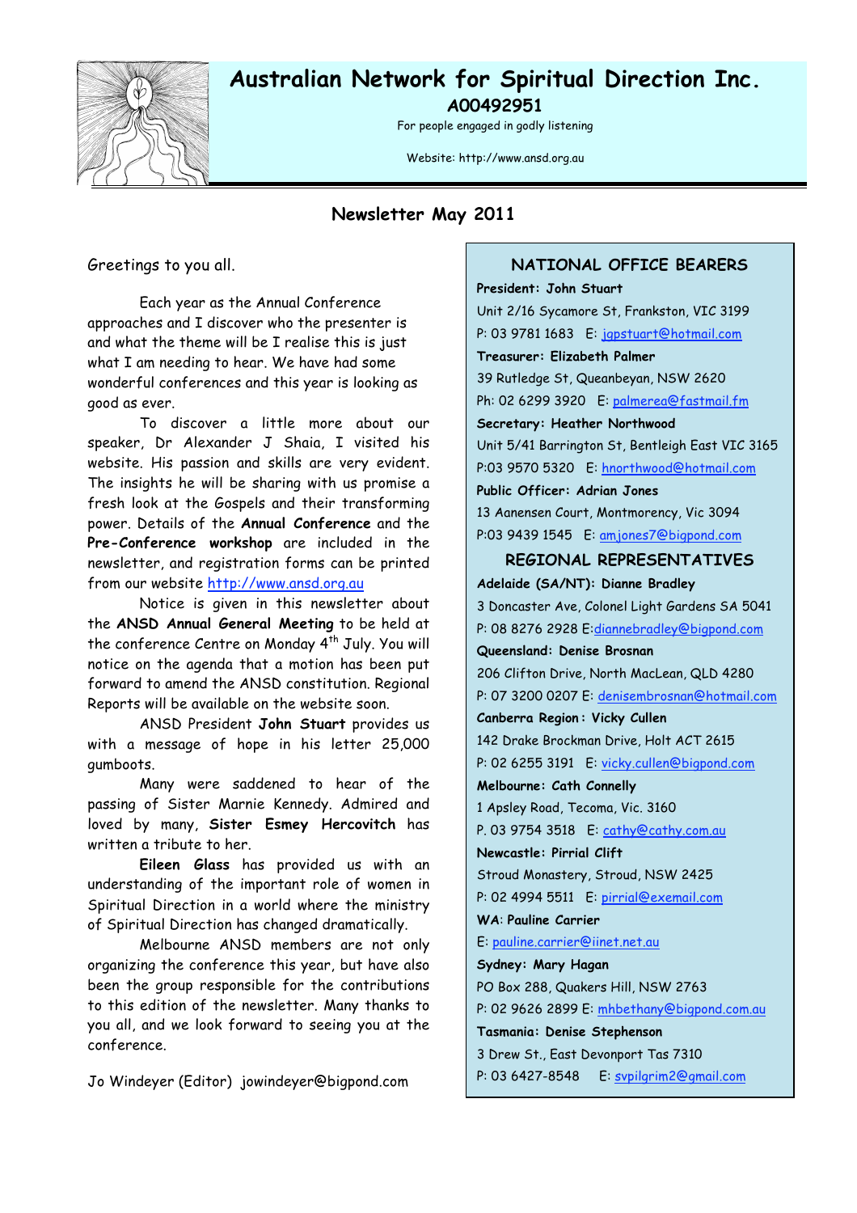# Australian Network for Spiritual Direction Inc.

**A00492951**

For people engaged in godly listening

Website: http://www.ansd.org.au

## Newsletter May 2011

Greetings to you all.

Each year as the Annual Conference approaches and I discover who the presenter is and what the theme will be I realise this is just what I am needing to hear. We have had some wonderful conferences and this year is looking as good as ever.

To discover a little more about our speaker, Dr Alexander J Shaia, I visited his website. His passion and skills are very evident. The insights he will be sharing with us promise a fresh look at the Gospels and their transforming power. Details of the **Annual Conference** and the **Pre-Conference workshop** are included in the newsletter, and registration forms can be printed from our website http://www.ansd.org.au

Notice is given in this newsletter about the **ANSD Annual General Meeting** to be held at the conference Centre on Monday 4th July. You will notice on the agenda that a motion has been put forward to amend the ANSD constitution. Regional Reports will be available on the website soon.

ANSD President **John Stuart** provides us with a message of hope in his letter 25,000 gumboots.

Many were saddened to hear of the passing of Sister Marnie Kennedy. Admired and loved by many, **Sister Esmey Hercovitch** has written a tribute to her.

**Eileen Glass** has provided us with an understanding of the important role of women in Spiritual Direction in a world where the ministry of Spiritual Direction has changed dramatically.

Melbourne ANSD members are not only organizing the conference this year, but have also been the group responsible for the contributions to this edition of the newsletter. Many thanks to you all, and we look forward to seeing you at the conference.

Jo Windeyer (Editor) jowindeyer@bigpond.com

### NATIONAL OFFICE BEARERS

**President: John Stuart**
Unit 2/16 Sycamore St, Frankston, VIC 3199
P: 03 9781 1683 E: jgpstuart@hotmail.com

**Treasurer: Elizabeth Palmer**
39 Rutledge St, Queanbeyan, NSW 2620
Ph: 02 6299 3920 E: palmerea@fastmail.fm

**Secretary: Heather Northwood**
Unit 5/41 Barrington St, Bentleigh East VIC 3165
P:03 9570 5320 E: hnorthwood@hotmail.com

**Public Officer: Adrian Jones**
13 Aanensen Court, Montmorency, Vic 3094
P:03 9439 1545 E: amjones7@bigpond.com

### REGIONAL REPRESENTATIVES

**Adelaide (SA/NT): Dianne Bradley**
3 Doncaster Ave, Colonel Light Gardens SA 5041
P: 08 8276 2928 E:diannebradley@bigpond.com

**Queensland: Denise Brosnan**
206 Clifton Drive, North MacLean, QLD 4280
P: 07 3200 0207 E: denisembrosnan@hotmail.com

**Canberra Region: Vicky Cullen**
142 Drake Brockman Drive, Holt ACT 2615
P: 02 6255 3191 E: vicky.cullen@bigpond.com

**Melbourne: Cath Connelly**
1 Apsley Road, Tecoma, Vic. 3160
P. 03 9754 3518 E: cathy@cathy.com.au

**Newcastle: Pirrial Clift**
Stroud Monastery, Stroud, NSW 2425
P: 02 4994 5511 E: pirrial@exemail.com

**WA: Pauline Carrier**
E: pauline.carrier@iinet.net.au

**Sydney: Mary Hagan**
PO Box 288, Quakers Hill, NSW 2763
P: 02 9626 2899 E: mhbethany@bigpond.com.au

**Tasmania: Denise Stephenson**
3 Drew St., East Devonport Tas 7310
P: 03 6427-8548 E: svpilgrim2@gmail.com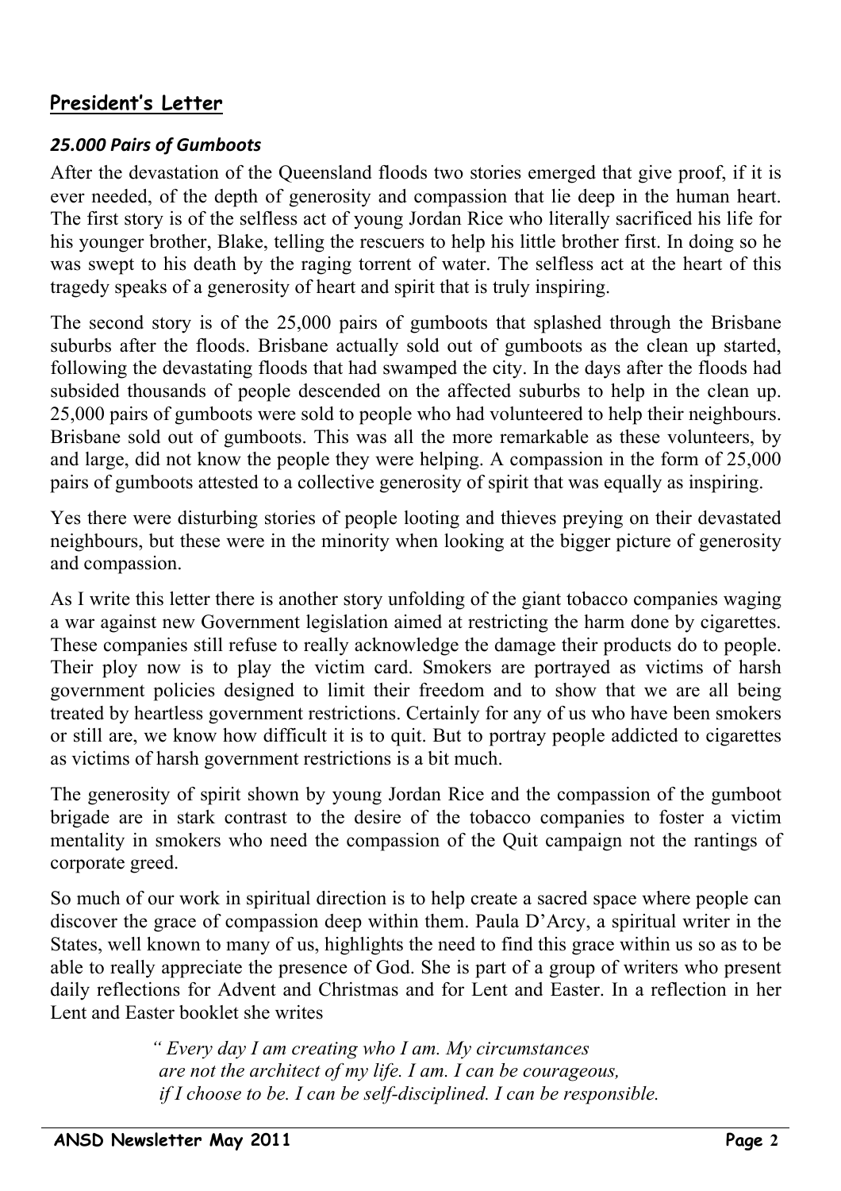## President's Letter

### *25.000 Pairs of Gumboots*

After the devastation of the Queensland floods two stories emerged that give proof, if it is ever needed, of the depth of generosity and compassion that lie deep in the human heart. The first story is of the selfless act of young Jordan Rice who literally sacrificed his life for his younger brother, Blake, telling the rescuers to help his little brother first. In doing so he was swept to his death by the raging torrent of water. The selfless act at the heart of this tragedy speaks of a generosity of heart and spirit that is truly inspiring.

The second story is of the 25,000 pairs of gumboots that splashed through the Brisbane suburbs after the floods. Brisbane actually sold out of gumboots as the clean up started, following the devastating floods that had swamped the city. In the days after the floods had subsided thousands of people descended on the affected suburbs to help in the clean up. 25,000 pairs of gumboots were sold to people who had volunteered to help their neighbours. Brisbane sold out of gumboots. This was all the more remarkable as these volunteers, by and large, did not know the people they were helping. A compassion in the form of 25,000 pairs of gumboots attested to a collective generosity of spirit that was equally as inspiring.

Yes there were disturbing stories of people looting and thieves preying on their devastated neighbours, but these were in the minority when looking at the bigger picture of generosity and compassion.

As I write this letter there is another story unfolding of the giant tobacco companies waging a war against new Government legislation aimed at restricting the harm done by cigarettes. These companies still refuse to really acknowledge the damage their products do to people. Their ploy now is to play the victim card. Smokers are portrayed as victims of harsh government policies designed to limit their freedom and to show that we are all being treated by heartless government restrictions. Certainly for any of us who have been smokers or still are, we know how difficult it is to quit. But to portray people addicted to cigarettes as victims of harsh government restrictions is a bit much.

The generosity of spirit shown by young Jordan Rice and the compassion of the gumboot brigade are in stark contrast to the desire of the tobacco companies to foster a victim mentality in smokers who need the compassion of the Quit campaign not the rantings of corporate greed.

So much of our work in spiritual direction is to help create a sacred space where people can discover the grace of compassion deep within them. Paula D'Arcy, a spiritual writer in the States, well known to many of us, highlights the need to find this grace within us so as to be able to really appreciate the presence of God. She is part of a group of writers who present daily reflections for Advent and Christmas and for Lent and Easter. In a reflection in her Lent and Easter booklet she writes

> *" Every day I am creating who I am. My circumstances are not the architect of my life. I am. I can be courageous, if I choose to be. I can be self-disciplined. I can be responsible.*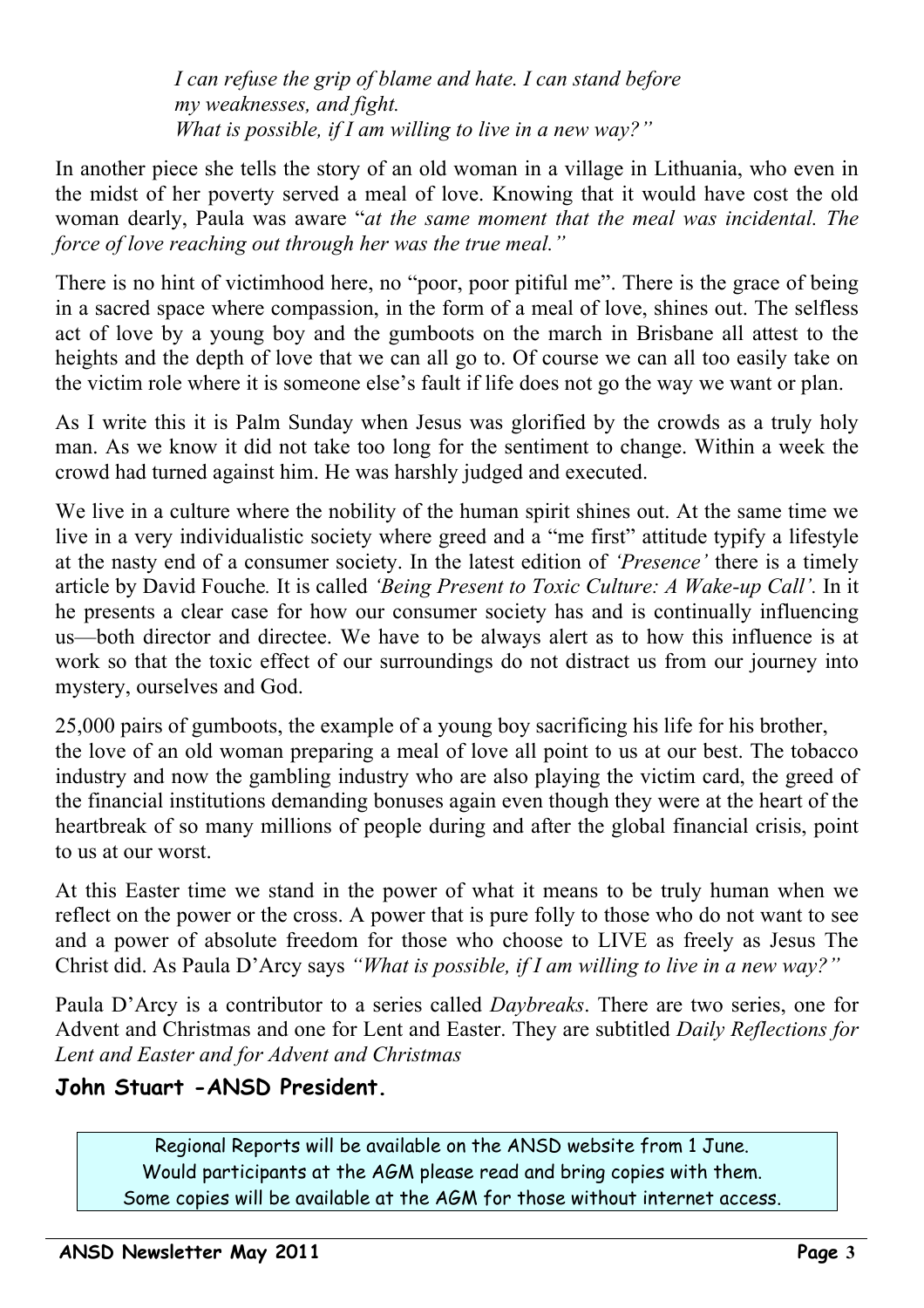*I can refuse the grip of blame and hate. I can stand before my weaknesses, and fight.*
*What is possible, if I am willing to live in a new way?"*

In another piece she tells the story of an old woman in a village in Lithuania, who even in the midst of her poverty served a meal of love. Knowing that it would have cost the old woman dearly, Paula was aware "*at the same moment that the meal was incidental. The force of love reaching out through her was the true meal."*

There is no hint of victimhood here, no "poor, poor pitiful me". There is the grace of being in a sacred space where compassion, in the form of a meal of love, shines out. The selfless act of love by a young boy and the gumboots on the march in Brisbane all attest to the heights and the depth of love that we can all go to. Of course we can all too easily take on the victim role where it is someone else's fault if life does not go the way we want or plan.

As I write this it is Palm Sunday when Jesus was glorified by the crowds as a truly holy man. As we know it did not take too long for the sentiment to change. Within a week the crowd had turned against him. He was harshly judged and executed.

We live in a culture where the nobility of the human spirit shines out. At the same time we live in a very individualistic society where greed and a "me first" attitude typify a lifestyle at the nasty end of a consumer society. In the latest edition of *'Presence'* there is a timely article by David Fouche*.* It is called *'Being Present to Toxic Culture: A Wake-up Call'.* In it he presents a clear case for how our consumer society has and is continually influencing us—both director and directee. We have to be always alert as to how this influence is at work so that the toxic effect of our surroundings do not distract us from our journey into mystery, ourselves and God.

25,000 pairs of gumboots, the example of a young boy sacrificing his life for his brother, the love of an old woman preparing a meal of love all point to us at our best. The tobacco industry and now the gambling industry who are also playing the victim card, the greed of the financial institutions demanding bonuses again even though they were at the heart of the heartbreak of so many millions of people during and after the global financial crisis, point to us at our worst.

At this Easter time we stand in the power of what it means to be truly human when we reflect on the power or the cross. A power that is pure folly to those who do not want to see and a power of absolute freedom for those who choose to LIVE as freely as Jesus The Christ did. As Paula D'Arcy says *"What is possible, if I am willing to live in a new way?"*

Paula D'Arcy is a contributor to a series called *Daybreaks*. There are two series, one for Advent and Christmas and one for Lent and Easter. They are subtitled *Daily Reflections for Lent and Easter and for Advent and Christmas*

**John Stuart -ANSD President.**

Regional Reports will be available on the ANSD website from 1 June.
Would participants at the AGM please read and bring copies with them.
Some copies will be available at the AGM for those without internet access.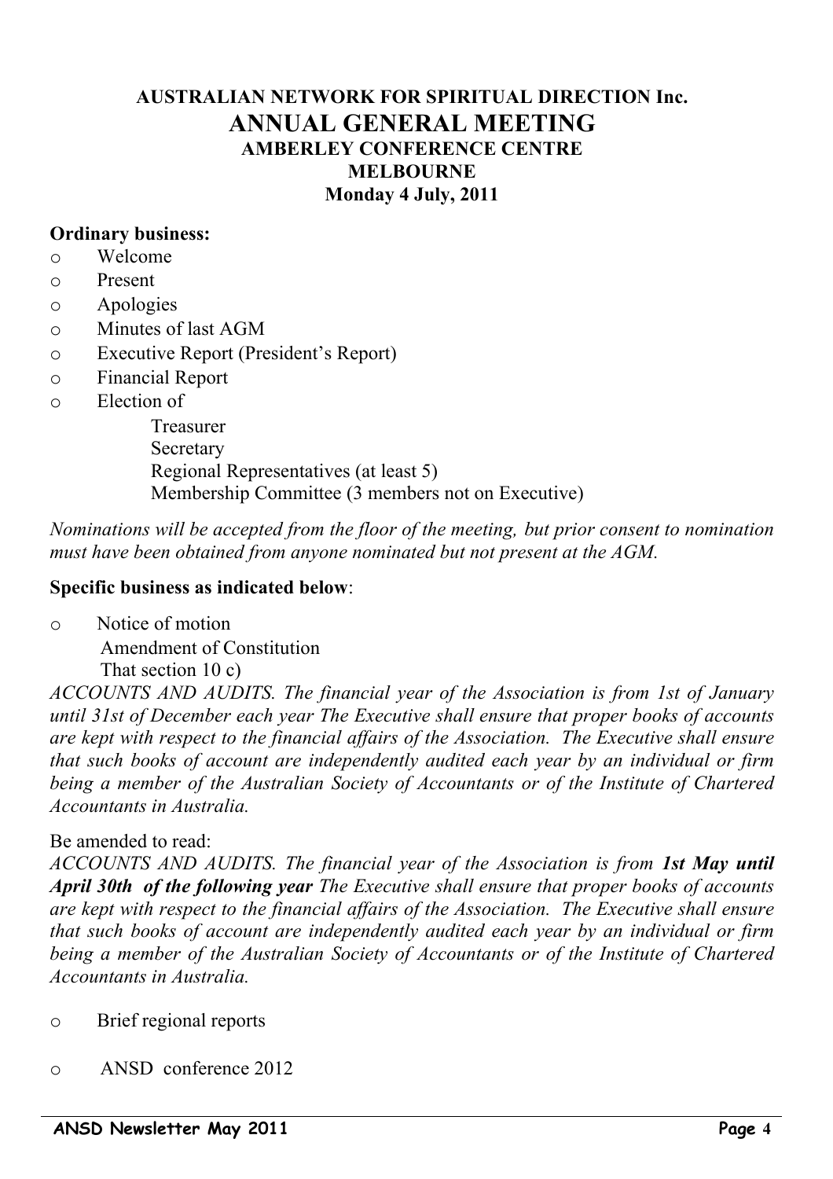**AUSTRALIAN NETWORK FOR SPIRITUAL DIRECTION Inc.**

# ANNUAL GENERAL MEETING

**AMBERLEY CONFERENCE CENTRE**

**MELBOURNE**

**Monday 4 July, 2011**

**Ordinary business:**

- Welcome
- Present
- Apologies
- Minutes of last AGM
- Executive Report (President's Report)
- Financial Report
- Election of
  - Treasurer
  - Secretary
  - Regional Representatives (at least 5)
  - Membership Committee (3 members not on Executive)

*Nominations will be accepted from the floor of the meeting, but prior consent to nomination must have been obtained from anyone nominated but not present at the AGM.*

**Specific business as indicated below**:

- Notice of motion
  Amendment of Constitution
  That section 10 c)

*ACCOUNTS AND AUDITS. The financial year of the Association is from 1st of January until 31st of December each year The Executive shall ensure that proper books of accounts are kept with respect to the financial affairs of the Association. The Executive shall ensure that such books of account are independently audited each year by an individual or firm being a member of the Australian Society of Accountants or of the Institute of Chartered Accountants in Australia.*

Be amended to read:

*ACCOUNTS AND AUDITS. The financial year of the Association is from **1st May until April 30th of the following year** The Executive shall ensure that proper books of accounts are kept with respect to the financial affairs of the Association. The Executive shall ensure that such books of account are independently audited each year by an individual or firm being a member of the Australian Society of Accountants or of the Institute of Chartered Accountants in Australia.*

- Brief regional reports
- ANSD conference 2012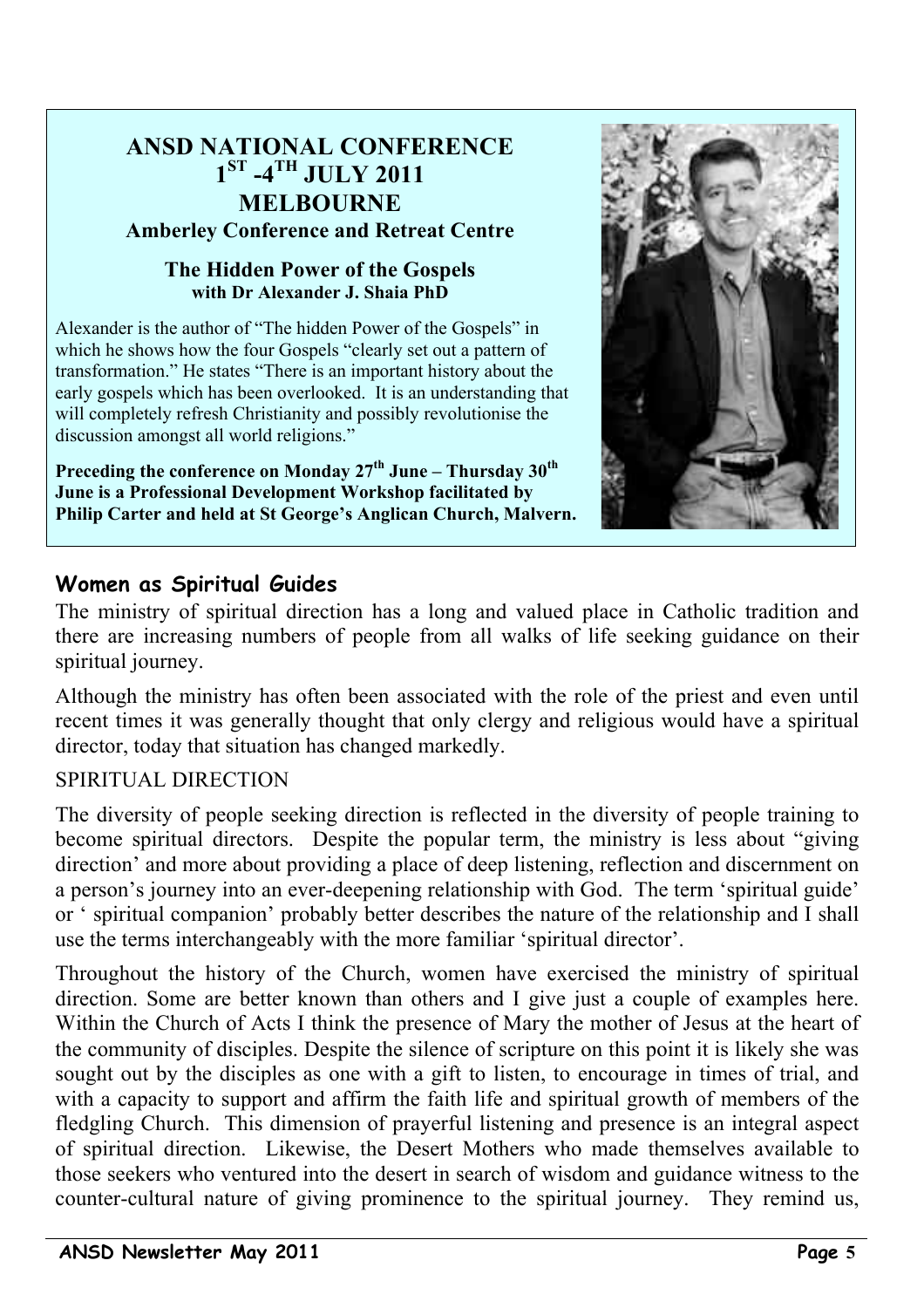## ANSD NATIONAL CONFERENCE 1ST -4TH JULY 2011 MELBOURNE

**Amberley Conference and Retreat Centre**

**The Hidden Power of the Gospels**
**with Dr Alexander J. Shaia PhD**

Alexander is the author of "The hidden Power of the Gospels" in which he shows how the four Gospels "clearly set out a pattern of transformation." He states "There is an important history about the early gospels which has been overlooked. It is an understanding that will completely refresh Christianity and possibly revolutionise the discussion amongst all world religions."

**Preceding the conference on Monday 27th June – Thursday 30th June is a Professional Development Workshop facilitated by Philip Carter and held at St George's Anglican Church, Malvern.**

### Women as Spiritual Guides

The ministry of spiritual direction has a long and valued place in Catholic tradition and there are increasing numbers of people from all walks of life seeking guidance on their spiritual journey.

Although the ministry has often been associated with the role of the priest and even until recent times it was generally thought that only clergy and religious would have a spiritual director, today that situation has changed markedly.

SPIRITUAL DIRECTION

The diversity of people seeking direction is reflected in the diversity of people training to become spiritual directors. Despite the popular term, the ministry is less about "giving direction' and more about providing a place of deep listening, reflection and discernment on a person's journey into an ever-deepening relationship with God. The term 'spiritual guide' or ' spiritual companion' probably better describes the nature of the relationship and I shall use the terms interchangeably with the more familiar 'spiritual director'.

Throughout the history of the Church, women have exercised the ministry of spiritual direction. Some are better known than others and I give just a couple of examples here. Within the Church of Acts I think the presence of Mary the mother of Jesus at the heart of the community of disciples. Despite the silence of scripture on this point it is likely she was sought out by the disciples as one with a gift to listen, to encourage in times of trial, and with a capacity to support and affirm the faith life and spiritual growth of members of the fledgling Church. This dimension of prayerful listening and presence is an integral aspect of spiritual direction. Likewise, the Desert Mothers who made themselves available to those seekers who ventured into the desert in search of wisdom and guidance witness to the counter-cultural nature of giving prominence to the spiritual journey. They remind us,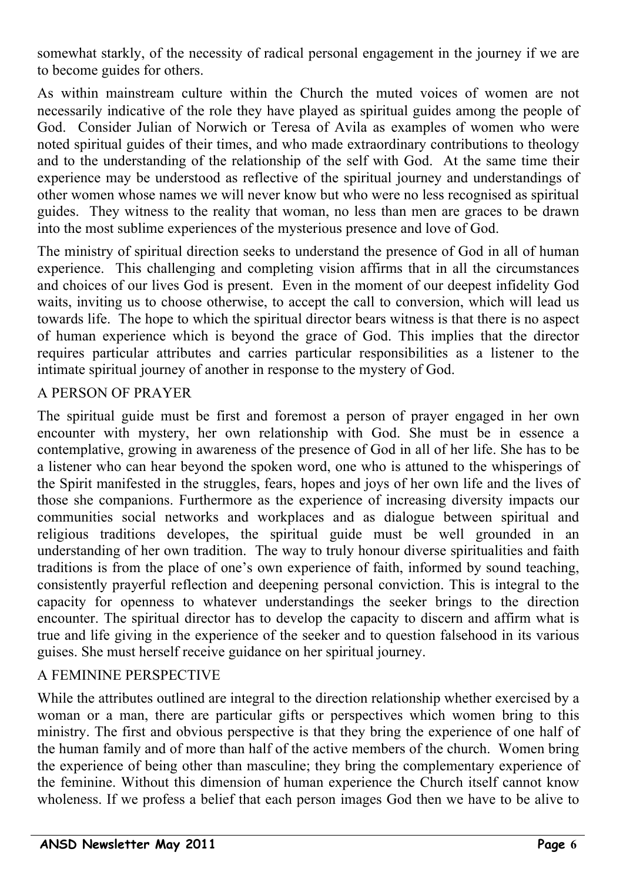somewhat starkly, of the necessity of radical personal engagement in the journey if we are to become guides for others.

As within mainstream culture within the Church the muted voices of women are not necessarily indicative of the role they have played as spiritual guides among the people of God. Consider Julian of Norwich or Teresa of Avila as examples of women who were noted spiritual guides of their times, and who made extraordinary contributions to theology and to the understanding of the relationship of the self with God. At the same time their experience may be understood as reflective of the spiritual journey and understandings of other women whose names we will never know but who were no less recognised as spiritual guides. They witness to the reality that woman, no less than men are graces to be drawn into the most sublime experiences of the mysterious presence and love of God.

The ministry of spiritual direction seeks to understand the presence of God in all of human experience. This challenging and completing vision affirms that in all the circumstances and choices of our lives God is present. Even in the moment of our deepest infidelity God waits, inviting us to choose otherwise, to accept the call to conversion, which will lead us towards life. The hope to which the spiritual director bears witness is that there is no aspect of human experience which is beyond the grace of God. This implies that the director requires particular attributes and carries particular responsibilities as a listener to the intimate spiritual journey of another in response to the mystery of God.

## A PERSON OF PRAYER

The spiritual guide must be first and foremost a person of prayer engaged in her own encounter with mystery, her own relationship with God. She must be in essence a contemplative, growing in awareness of the presence of God in all of her life. She has to be a listener who can hear beyond the spoken word, one who is attuned to the whisperings of the Spirit manifested in the struggles, fears, hopes and joys of her own life and the lives of those she companions. Furthermore as the experience of increasing diversity impacts our communities social networks and workplaces and as dialogue between spiritual and religious traditions developes, the spiritual guide must be well grounded in an understanding of her own tradition. The way to truly honour diverse spiritualities and faith traditions is from the place of one's own experience of faith, informed by sound teaching, consistently prayerful reflection and deepening personal conviction. This is integral to the capacity for openness to whatever understandings the seeker brings to the direction encounter. The spiritual director has to develop the capacity to discern and affirm what is true and life giving in the experience of the seeker and to question falsehood in its various guises. She must herself receive guidance on her spiritual journey.

## A FEMININE PERSPECTIVE

While the attributes outlined are integral to the direction relationship whether exercised by a woman or a man, there are particular gifts or perspectives which women bring to this ministry. The first and obvious perspective is that they bring the experience of one half of the human family and of more than half of the active members of the church. Women bring the experience of being other than masculine; they bring the complementary experience of the feminine. Without this dimension of human experience the Church itself cannot know wholeness. If we profess a belief that each person images God then we have to be alive to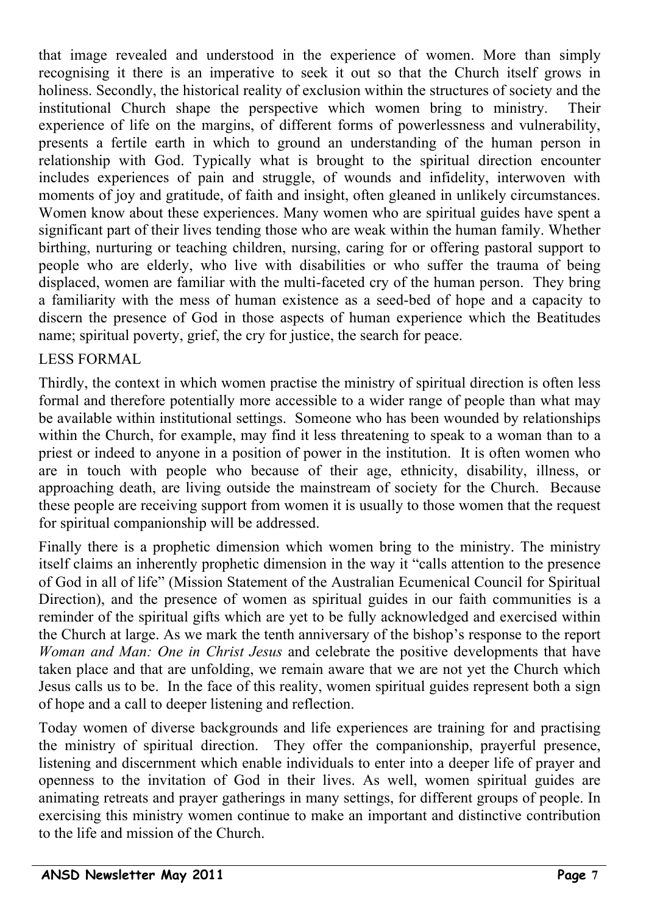that image revealed and understood in the experience of women. More than simply recognising it there is an imperative to seek it out so that the Church itself grows in holiness. Secondly, the historical reality of exclusion within the structures of society and the institutional Church shape the perspective which women bring to ministry. Their experience of life on the margins, of different forms of powerlessness and vulnerability, presents a fertile earth in which to ground an understanding of the human person in relationship with God. Typically what is brought to the spiritual direction encounter includes experiences of pain and struggle, of wounds and infidelity, interwoven with moments of joy and gratitude, of faith and insight, often gleaned in unlikely circumstances. Women know about these experiences. Many women who are spiritual guides have spent a significant part of their lives tending those who are weak within the human family. Whether birthing, nurturing or teaching children, nursing, caring for or offering pastoral support to people who are elderly, who live with disabilities or who suffer the trauma of being displaced, women are familiar with the multi-faceted cry of the human person. They bring a familiarity with the mess of human existence as a seed-bed of hope and a capacity to discern the presence of God in those aspects of human experience which the Beatitudes name; spiritual poverty, grief, the cry for justice, the search for peace.

## LESS FORMAL

Thirdly, the context in which women practise the ministry of spiritual direction is often less formal and therefore potentially more accessible to a wider range of people than what may be available within institutional settings. Someone who has been wounded by relationships within the Church, for example, may find it less threatening to speak to a woman than to a priest or indeed to anyone in a position of power in the institution. It is often women who are in touch with people who because of their age, ethnicity, disability, illness, or approaching death, are living outside the mainstream of society for the Church. Because these people are receiving support from women it is usually to those women that the request for spiritual companionship will be addressed.

Finally there is a prophetic dimension which women bring to the ministry. The ministry itself claims an inherently prophetic dimension in the way it "calls attention to the presence of God in all of life" (Mission Statement of the Australian Ecumenical Council for Spiritual Direction), and the presence of women as spiritual guides in our faith communities is a reminder of the spiritual gifts which are yet to be fully acknowledged and exercised within the Church at large. As we mark the tenth anniversary of the bishop's response to the report *Woman and Man: One in Christ Jesus* and celebrate the positive developments that have taken place and that are unfolding, we remain aware that we are not yet the Church which Jesus calls us to be. In the face of this reality, women spiritual guides represent both a sign of hope and a call to deeper listening and reflection.

Today women of diverse backgrounds and life experiences are training for and practising the ministry of spiritual direction. They offer the companionship, prayerful presence, listening and discernment which enable individuals to enter into a deeper life of prayer and openness to the invitation of God in their lives. As well, women spiritual guides are animating retreats and prayer gatherings in many settings, for different groups of people. In exercising this ministry women continue to make an important and distinctive contribution to the life and mission of the Church.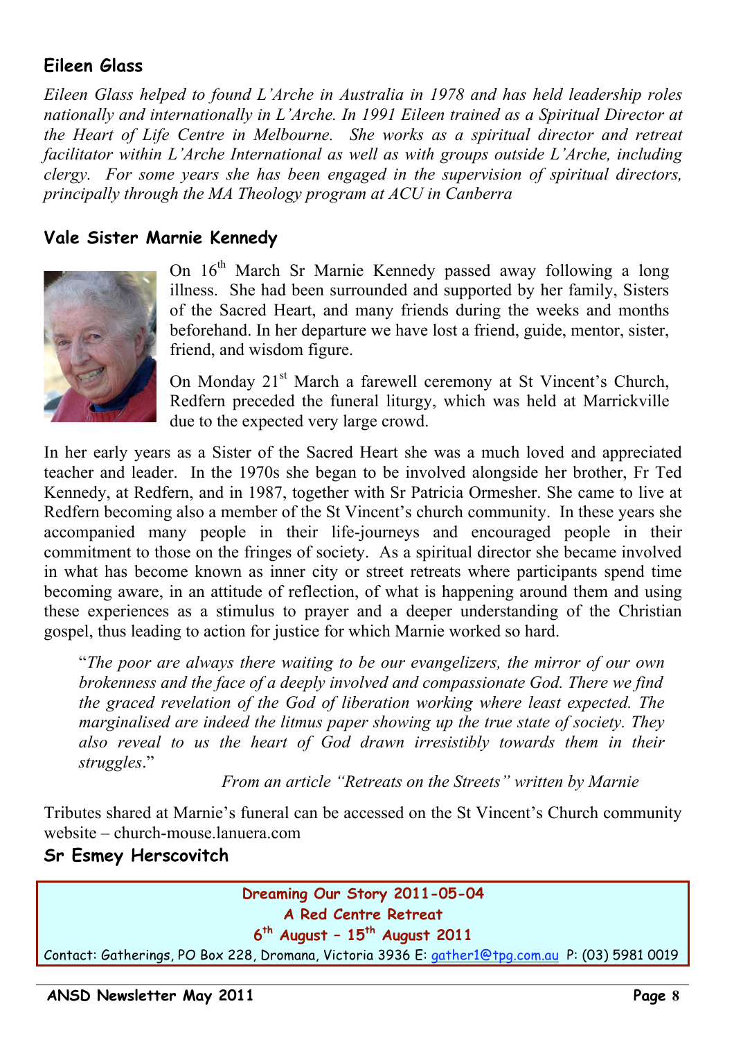### Eileen Glass

*Eileen Glass helped to found L'Arche in Australia in 1978 and has held leadership roles nationally and internationally in L'Arche. In 1991 Eileen trained as a Spiritual Director at the Heart of Life Centre in Melbourne. She works as a spiritual director and retreat facilitator within L'Arche International as well as with groups outside L'Arche, including clergy. For some years she has been engaged in the supervision of spiritual directors, principally through the MA Theology program at ACU in Canberra*

### Vale Sister Marnie Kennedy

On 16th March Sr Marnie Kennedy passed away following a long illness. She had been surrounded and supported by her family, Sisters of the Sacred Heart, and many friends during the weeks and months beforehand. In her departure we have lost a friend, guide, mentor, sister, friend, and wisdom figure.

On Monday 21st March a farewell ceremony at St Vincent's Church, Redfern preceded the funeral liturgy, which was held at Marrickville due to the expected very large crowd.

In her early years as a Sister of the Sacred Heart she was a much loved and appreciated teacher and leader. In the 1970s she began to be involved alongside her brother, Fr Ted Kennedy, at Redfern, and in 1987, together with Sr Patricia Ormesher. She came to live at Redfern becoming also a member of the St Vincent's church community. In these years she accompanied many people in their life-journeys and encouraged people in their commitment to those on the fringes of society. As a spiritual director she became involved in what has become known as inner city or street retreats where participants spend time becoming aware, in an attitude of reflection, of what is happening around them and using these experiences as a stimulus to prayer and a deeper understanding of the Christian gospel, thus leading to action for justice for which Marnie worked so hard.

> "*The poor are always there waiting to be our evangelizers, the mirror of our own brokenness and the face of a deeply involved and compassionate God. There we find the graced revelation of the God of liberation working where least expected. The marginalised are indeed the litmus paper showing up the true state of society. They also reveal to us the heart of God drawn irresistibly towards them in their struggles*."
>
> *From an article "Retreats on the Streets" written by Marnie*

Tributes shared at Marnie's funeral can be accessed on the St Vincent's Church community website – church-mouse.lanuera.com

**Sr Esmey Herscovitch**

**Dreaming Our Story 2011-05-04**
**A Red Centre Retreat**
**6th August – 15th August 2011**
Contact: Gatherings, PO Box 228, Dromana, Victoria 3936 E: gather1@tpg.com.au P: (03) 5981 0019